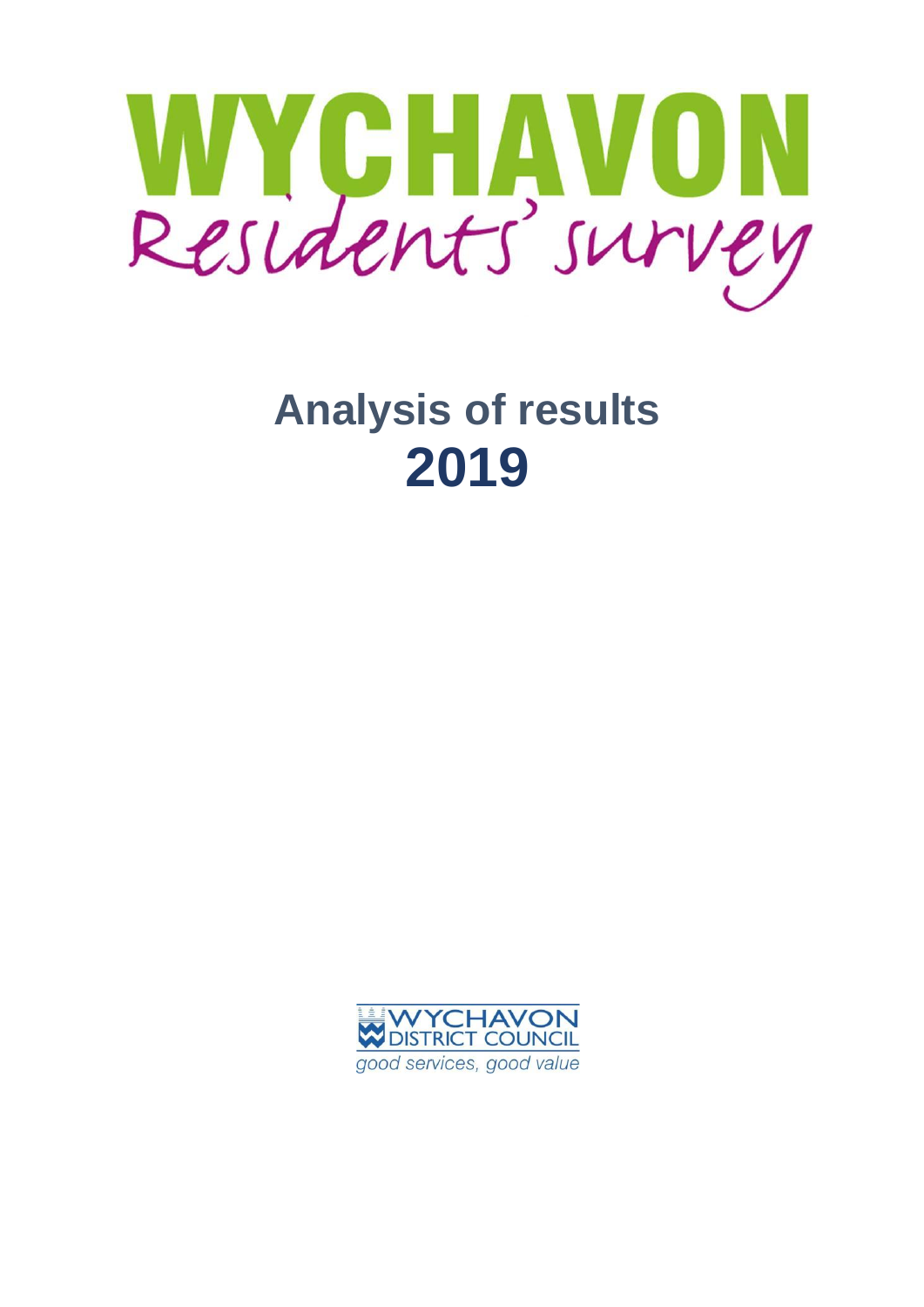# WYCHAVON

*Residents' survey*

# Analysis of results

# 2019

WYCHAVON DISTRICT COUNCIL

*good services, good value*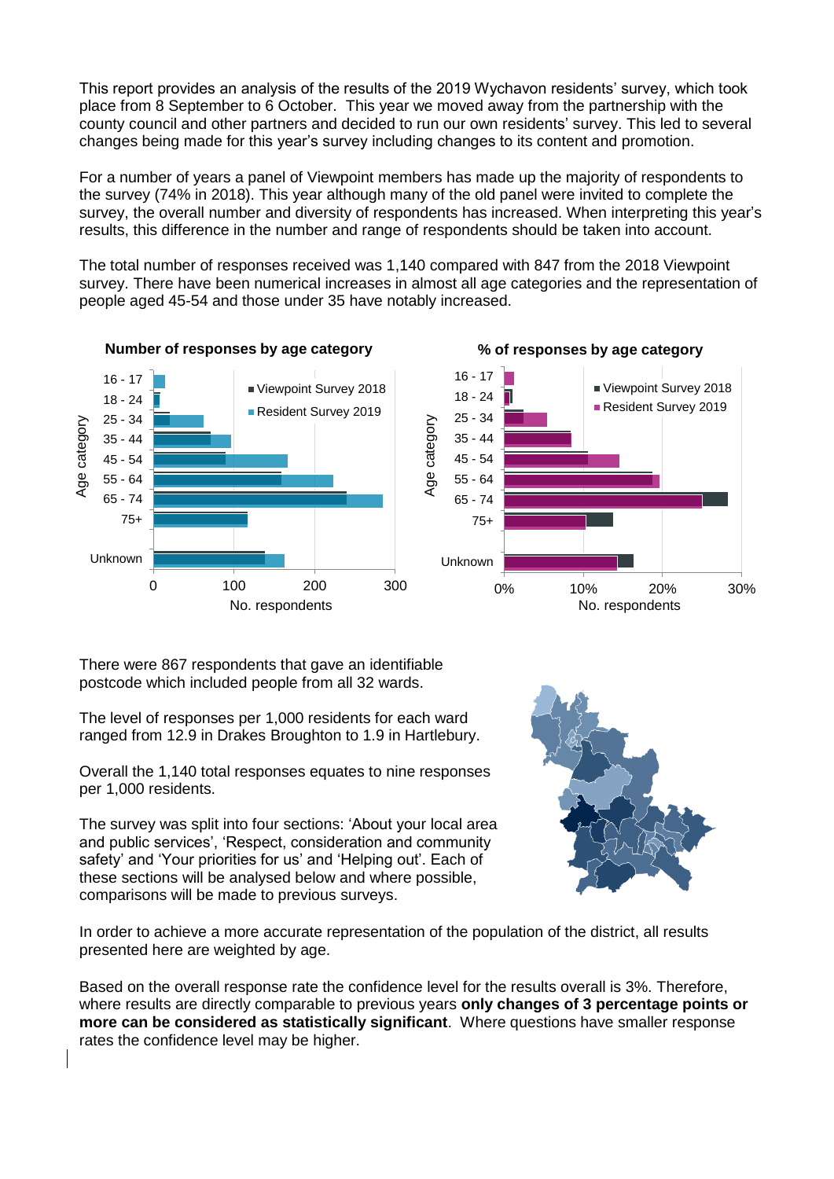This report provides an analysis of the results of the 2019 Wychavon residents' survey, which took place from 8 September to 6 October. This year we moved away from the partnership with the county council and other partners and decided to run our own residents' survey. This led to several changes being made for this year's survey including changes to its content and promotion.

For a number of years a panel of Viewpoint members has made up the majority of respondents to the survey (74% in 2018). This year although many of the old panel were invited to complete the survey, the overall number and diversity of respondents has increased. When interpreting this year's results, this difference in the number and range of respondents should be taken into account.

The total number of responses received was 1,140 compared with 847 from the 2018 Viewpoint survey. There have been numerical increases in almost all age categories and the representation of people aged 45-54 and those under 35 have notably increased.

**Number of responses by age category**

**% of responses by age category**

There were 867 respondents that gave an identifiable postcode which included people from all 32 wards.

The level of responses per 1,000 residents for each ward ranged from 12.9 in Drakes Broughton to 1.9 in Hartlebury.

Overall the 1,140 total responses equates to nine responses per 1,000 residents.

The survey was split into four sections: 'About your local area and public services', 'Respect, consideration and community safety' and 'Your priorities for us' and 'Helping out'. Each of these sections will be analysed below and where possible, comparisons will be made to previous surveys.

In order to achieve a more accurate representation of the population of the district, all results presented here are weighted by age.

Based on the overall response rate the confidence level for the results overall is 3%. Therefore, where results are directly comparable to previous years **only changes of 3 percentage points or more can be considered as statistically significant**. Where questions have smaller response rates the confidence level may be higher.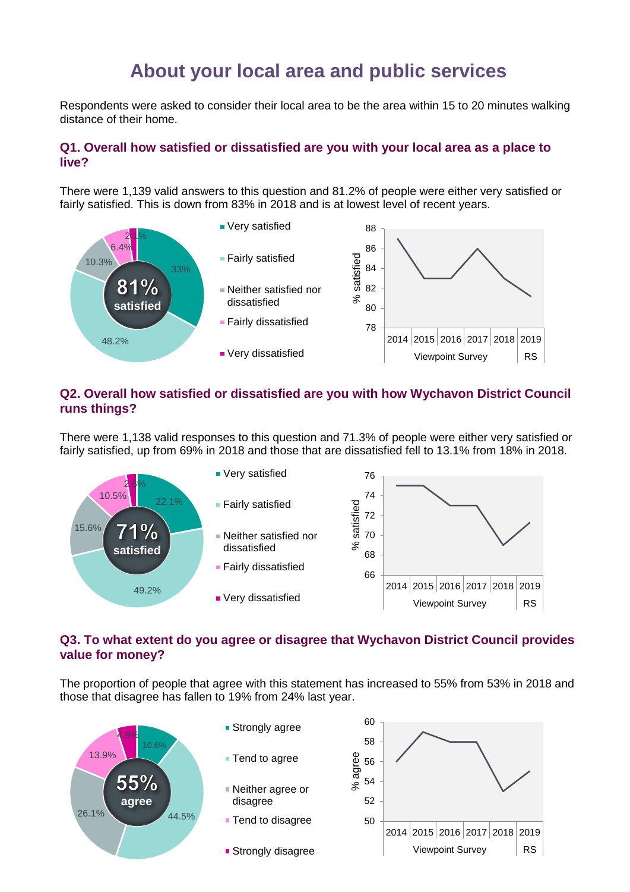# About your local area and public services

Respondents were asked to consider their local area to be the area within 15 to 20 minutes walking distance of their home.

### Q1. Overall how satisfied or dissatisfied are you with your local area as a place to live?

There were 1,139 valid answers to this question and 81.2% of people were either very satisfied or fairly satisfied. This is down from 83% in 2018 and is at lowest level of recent years.

81% satisfied

| Response | % |
|---|---|
| Very satisfied | 33% |
| Fairly satisfied | 48.2% |
| Neither satisfied nor dissatisfied | 10.3% |
| Fairly dissatisfied | 6.4% |
| Very dissatisfied | 2.1% |

% satisfied: 2014–2018 Viewpoint Survey; 2019 RS

### Q2. Overall how satisfied or dissatisfied are you with how Wychavon District Council runs things?

There were 1,138 valid responses to this question and 71.3% of people were either very satisfied or fairly satisfied, up from 69% in 2018 and those that are dissatisfied fell to 13.1% from 18% in 2018.

71% satisfied

| Response | % |
|---|---|
| Very satisfied | 22.1% |
| Fairly satisfied | 49.2% |
| Neither satisfied nor dissatisfied | 15.6% |
| Fairly dissatisfied | 10.5% |
| Very dissatisfied | 2.6% |

% satisfied: 2014–2018 Viewpoint Survey; 2019 RS

### Q3. To what extent do you agree or disagree that Wychavon District Council provides value for money?

The proportion of people that agree with this statement has increased to 55% from 53% in 2018 and those that disagree has fallen to 19% from 24% last year.

55% agree

| Response | % |
|---|---|
| Strongly agree | 10.6% |
| Tend to agree | 44.5% |
| Neither agree or disagree | 26.1% |
| Tend to disagree | 13.9% |
| Strongly disagree | 4.9% |

% agree: 2014–2018 Viewpoint Survey; 2019 RS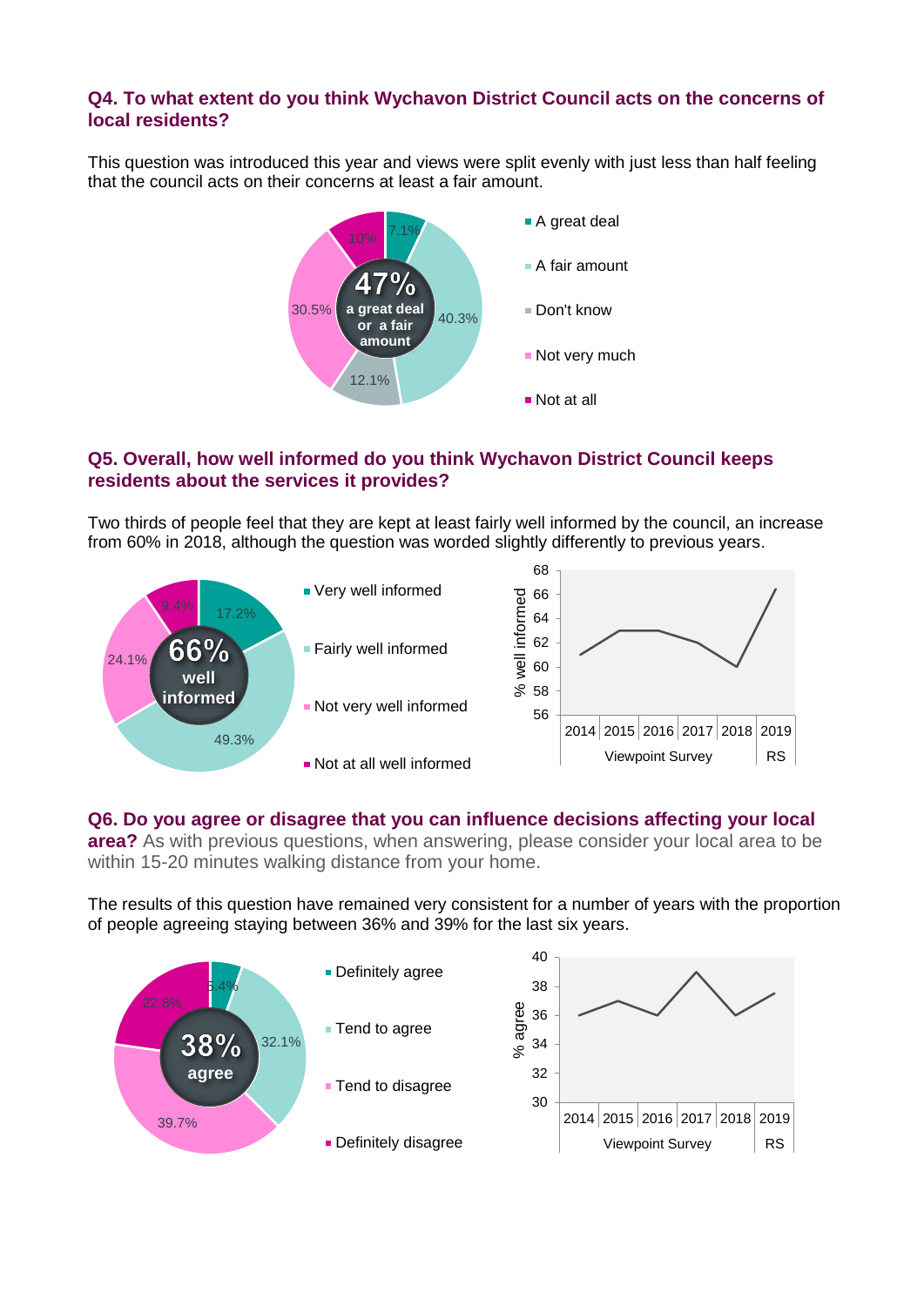**Q4. To what extent do you think Wychavon District Council acts on the concerns of local residents?**

This question was introduced this year and views were split evenly with just less than half feeling that the council acts on their concerns at least a fair amount.

47% a great deal or a fair amount

- A great deal: 7.1%
- A fair amount: 40.3%
- Don't know: 12.1%
- Not very much: 30.5%
- Not at all: 10%

**Q5. Overall, how well informed do you think Wychavon District Council keeps residents about the services it provides?**

Two thirds of people feel that they are kept at least fairly well informed by the council, an increase from 60% in 2018, although the question was worded slightly differently to previous years.

66% well informed

- Very well informed: 17.2%
- Fairly well informed: 49.3%
- Not very well informed: 24.1%
- Not at all well informed: 9.4%

| | 2014 | 2015 | 2016 | 2017 | 2018 | 2019 |
|---|---|---|---|---|---|---|
| % well informed | 61 | 63 | 63 | 62 | 60 | 66.5 |
| | Viewpoint Survey | | | | | RS |

**Q6. Do you agree or disagree that you can influence decisions affecting your local area?** As with previous questions, when answering, please consider your local area to be within 15-20 minutes walking distance from your home.

The results of this question have remained very consistent for a number of years with the proportion of people agreeing staying between 36% and 39% for the last six years.

38% agree

- Definitely agree: 5.4%
- Tend to agree: 32.1%
- Tend to disagree: 39.7%
- Definitely disagree: 22.8%

| | 2014 | 2015 | 2016 | 2017 | 2018 | 2019 |
|---|---|---|---|---|---|---|
| % agree | 36 | 37 | 36 | 39 | 36 | 37.5 |
| | Viewpoint Survey | | | | | RS |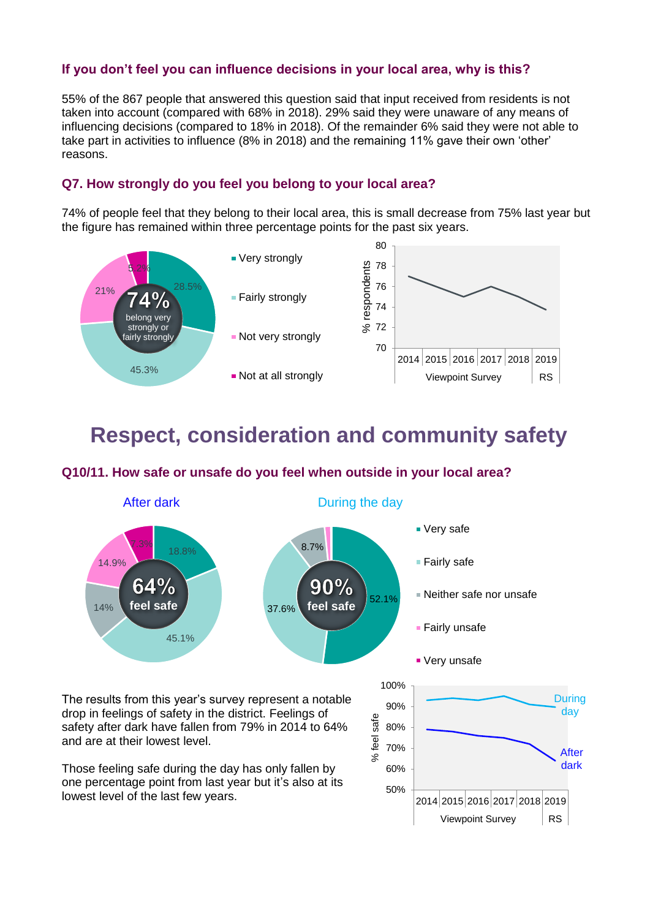### If you don't feel you can influence decisions in your local area, why is this?

55% of the 867 people that answered this question said that input received from residents is not taken into account (compared with 68% in 2018). 29% said they were unaware of any means of influencing decisions (compared to 18% in 2018). Of the remainder 6% said they were not able to take part in activities to influence (8% in 2018) and the remaining 11% gave their own 'other' reasons.

### Q7. How strongly do you feel you belong to your local area?

74% of people feel that they belong to their local area, this is small decrease from 75% last year but the figure has remained within three percentage points for the past six years.

74% belong very strongly or fairly strongly

- Very strongly: 28.5%
- Fairly strongly: 45.3%
- Not very strongly: 21%
- Not at all strongly: 5.2%

# Respect, consideration and community safety

### Q10/11. How safe or unsafe do you feel when outside in your local area?

**After dark** — 64% feel safe

- Very safe: 18.8%
- Fairly safe: 45.1%
- Neither safe nor unsafe: 14%
- Fairly unsafe: 14.9%
- Very unsafe: 7.3%

**During the day** — 90% feel safe

- Very safe: 52.1%
- Fairly safe: 37.6%
- Neither safe nor unsafe: 8.7%

The results from this year's survey represent a notable drop in feelings of safety in the district. Feelings of safety after dark have fallen from 79% in 2014 to 64% and are at their lowest level.

Those feeling safe during the day has only fallen by one percentage point from last year but it's also at its lowest level of the last few years.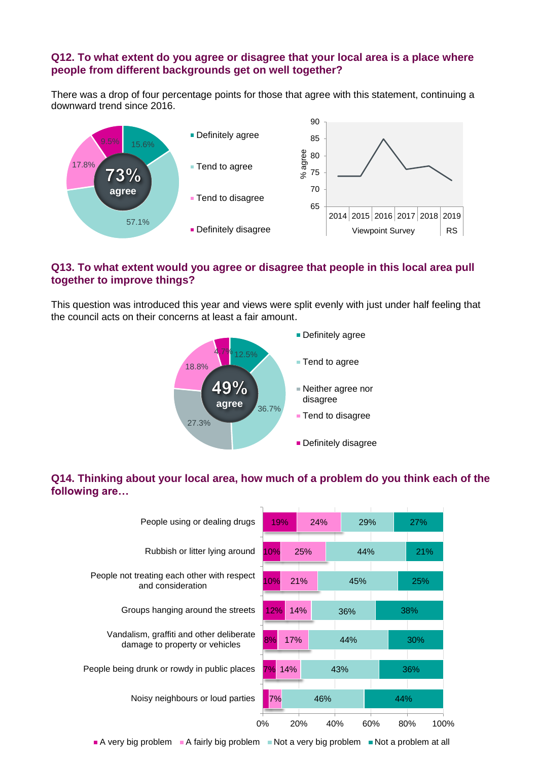### Q12. To what extent do you agree or disagree that your local area is a place where people from different backgrounds get on well together?

There was a drop of four percentage points for those that agree with this statement, continuing a downward trend since 2016.

| Response | % |
|---|---|
| Definitely agree | 15.6% |
| Tend to agree | 57.1% |
| Tend to disagree | 17.8% |
| Definitely disagree | 9.5% |

73% agree

### Q13. To what extent would you agree or disagree that people in this local area pull together to improve things?

This question was introduced this year and views were split evenly with just under half feeling that the council acts on their concerns at least a fair amount.

| Response | % |
|---|---|
| Definitely agree | 12.5% |
| Tend to agree | 36.7% |
| Neither agree nor disagree | 27.3% |
| Tend to disagree | 18.8% |
| Definitely disagree | 4.7% |

49% agree

### Q14. Thinking about your local area, how much of a problem do you think each of the following are…

| | A very big problem | A fairly big problem | Not a very big problem | Not a problem at all |
|---|---|---|---|---|
| People using or dealing drugs | 19% | 24% | 29% | 27% |
| Rubbish or litter lying around | 10% | 25% | 44% | 21% |
| People not treating each other with respect and consideration | 10% | 21% | 45% | 25% |
| Groups hanging around the streets | 12% | 14% | 36% | 38% |
| Vandalism, graffiti and other deliberate damage to property or vehicles | 8% | 17% | 44% | 30% |
| People being drunk or rowdy in public places | 7% | 14% | 43% | 36% |
| Noisy neighbours or loud parties | | 7% | 46% | 44% |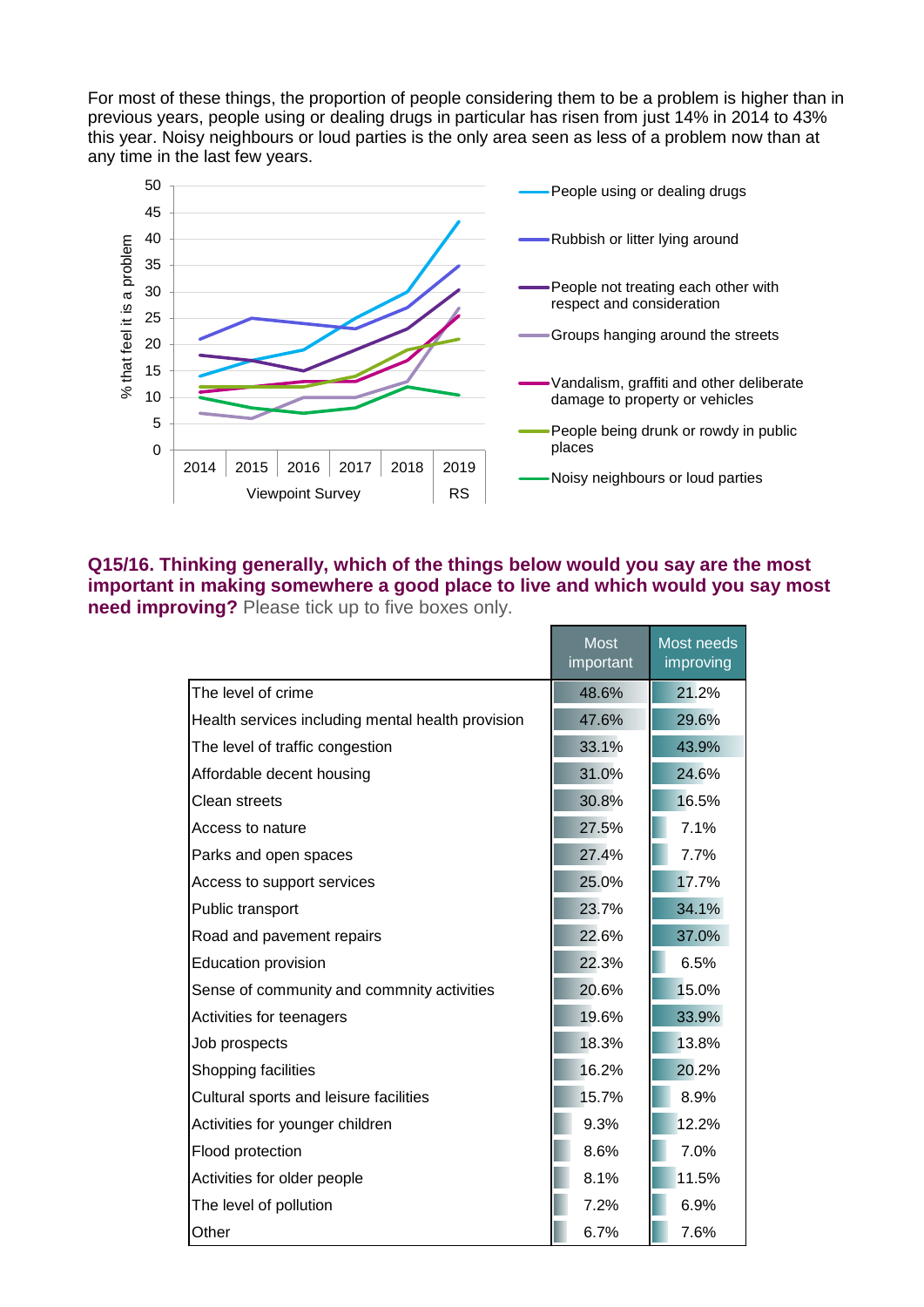For most of these things, the proportion of people considering them to be a problem is higher than in previous years, people using or dealing drugs in particular has risen from just 14% in 2014 to 43% this year. Noisy neighbours or loud parties is the only area seen as less of a problem now than at any time in the last few years.

## Q15/16. Thinking generally, which of the things below would you say are the most important in making somewhere a good place to live and which would you say most need improving? Please tick up to five boxes only.

| | Most important | Most needs improving |
|---|---|---|
| The level of crime | 48.6% | 21.2% |
| Health services including mental health provision | 47.6% | 29.6% |
| The level of traffic congestion | 33.1% | 43.9% |
| Affordable decent housing | 31.0% | 24.6% |
| Clean streets | 30.8% | 16.5% |
| Access to nature | 27.5% | 7.1% |
| Parks and open spaces | 27.4% | 7.7% |
| Access to support services | 25.0% | 17.7% |
| Public transport | 23.7% | 34.1% |
| Road and pavement repairs | 22.6% | 37.0% |
| Education provision | 22.3% | 6.5% |
| Sense of community and commnity activities | 20.6% | 15.0% |
| Activities for teenagers | 19.6% | 33.9% |
| Job prospects | 18.3% | 13.8% |
| Shopping facilities | 16.2% | 20.2% |
| Cultural sports and leisure facilities | 15.7% | 8.9% |
| Activities for younger children | 9.3% | 12.2% |
| Flood protection | 8.6% | 7.0% |
| Activities for older people | 8.1% | 11.5% |
| The level of pollution | 7.2% | 6.9% |
| Other | 6.7% | 7.6% |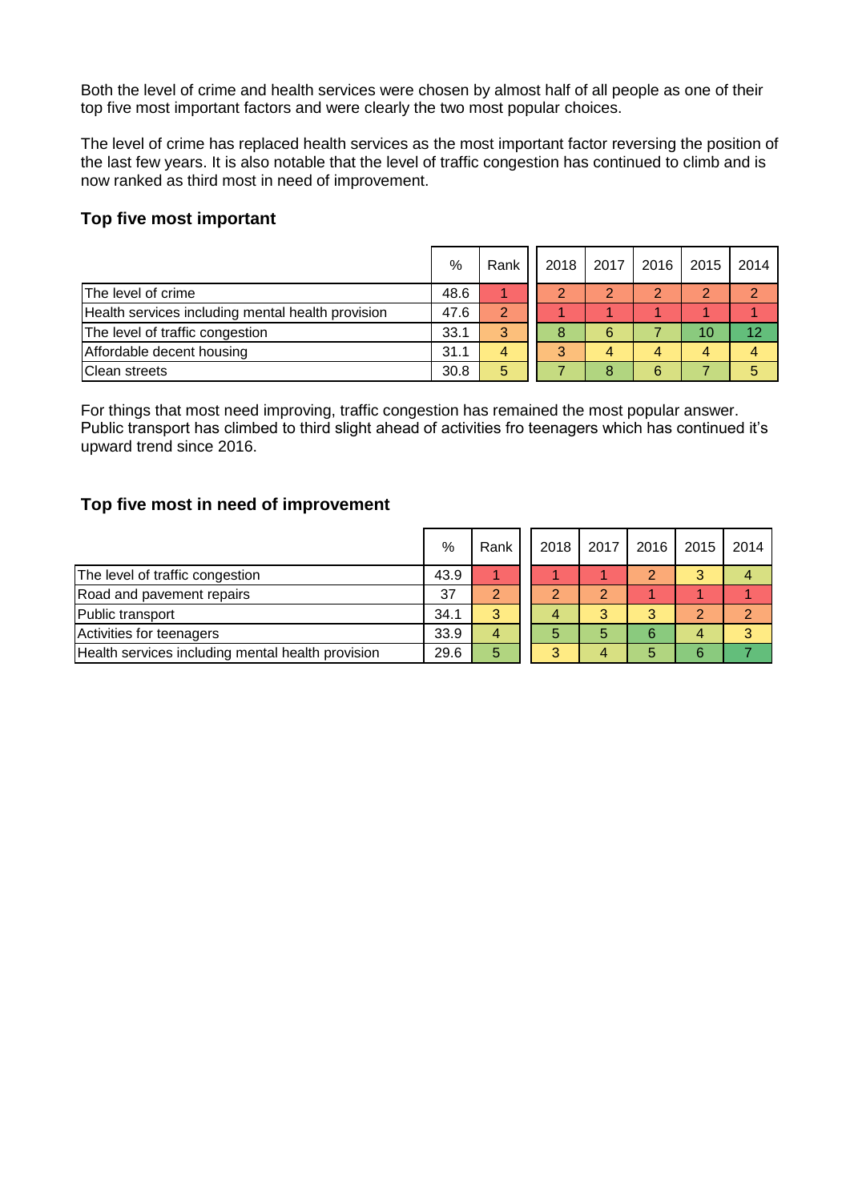Both the level of crime and health services were chosen by almost half of all people as one of their top five most important factors and were clearly the two most popular choices.

The level of crime has replaced health services as the most important factor reversing the position of the last few years. It is also notable that the level of traffic congestion has continued to climb and is now ranked as third most in need of improvement.

### Top five most important

| | % | Rank | 2018 | 2017 | 2016 | 2015 | 2014 |
|---|---|---|---|---|---|---|---|
| The level of crime | 48.6 | 1 | 2 | 2 | 2 | 2 | 2 |
| Health services including mental health provision | 47.6 | 2 | 1 | 1 | 1 | 1 | 1 |
| The level of traffic congestion | 33.1 | 3 | 8 | 6 | 7 | 10 | 12 |
| Affordable decent housing | 31.1 | 4 | 3 | 4 | 4 | 4 | 4 |
| Clean streets | 30.8 | 5 | 7 | 8 | 6 | 7 | 5 |

For things that most need improving, traffic congestion has remained the most popular answer. Public transport has climbed to third slight ahead of activities fro teenagers which has continued it's upward trend since 2016.

### Top five most in need of improvement

| | % | Rank | 2018 | 2017 | 2016 | 2015 | 2014 |
|---|---|---|---|---|---|---|---|
| The level of traffic congestion | 43.9 | 1 | 1 | 1 | 2 | 3 | 4 |
| Road and pavement repairs | 37 | 2 | 2 | 2 | 1 | 1 | 1 |
| Public transport | 34.1 | 3 | 4 | 3 | 3 | 2 | 2 |
| Activities for teenagers | 33.9 | 4 | 5 | 5 | 6 | 4 | 3 |
| Health services including mental health provision | 29.6 | 5 | 3 | 4 | 5 | 6 | 7 |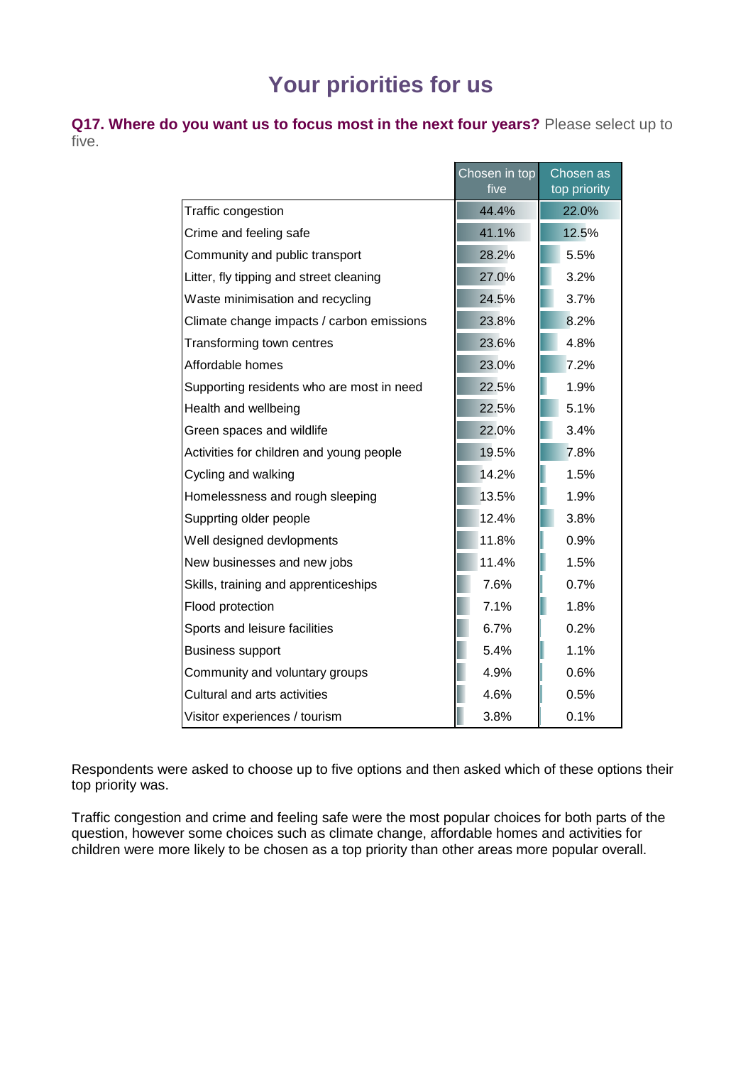# Your priorities for us

**Q17. Where do you want us to focus most in the next four years?** Please select up to five.

| | Chosen in top five | Chosen as top priority |
|---|---|---|
| Traffic congestion | 44.4% | 22.0% |
| Crime and feeling safe | 41.1% | 12.5% |
| Community and public transport | 28.2% | 5.5% |
| Litter, fly tipping and street cleaning | 27.0% | 3.2% |
| Waste minimisation and recycling | 24.5% | 3.7% |
| Climate change impacts / carbon emissions | 23.8% | 8.2% |
| Transforming town centres | 23.6% | 4.8% |
| Affordable homes | 23.0% | 7.2% |
| Supporting residents who are most in need | 22.5% | 1.9% |
| Health and wellbeing | 22.5% | 5.1% |
| Green spaces and wildlife | 22.0% | 3.4% |
| Activities for children and young people | 19.5% | 7.8% |
| Cycling and walking | 14.2% | 1.5% |
| Homelessness and rough sleeping | 13.5% | 1.9% |
| Supprting older people | 12.4% | 3.8% |
| Well designed devlopments | 11.8% | 0.9% |
| New businesses and new jobs | 11.4% | 1.5% |
| Skills, training and apprenticeships | 7.6% | 0.7% |
| Flood protection | 7.1% | 1.8% |
| Sports and leisure facilities | 6.7% | 0.2% |
| Business support | 5.4% | 1.1% |
| Community and voluntary groups | 4.9% | 0.6% |
| Cultural and arts activities | 4.6% | 0.5% |
| Visitor experiences / tourism | 3.8% | 0.1% |

Respondents were asked to choose up to five options and then asked which of these options their top priority was.

Traffic congestion and crime and feeling safe were the most popular choices for both parts of the question, however some choices such as climate change, affordable homes and activities for children were more likely to be chosen as a top priority than other areas more popular overall.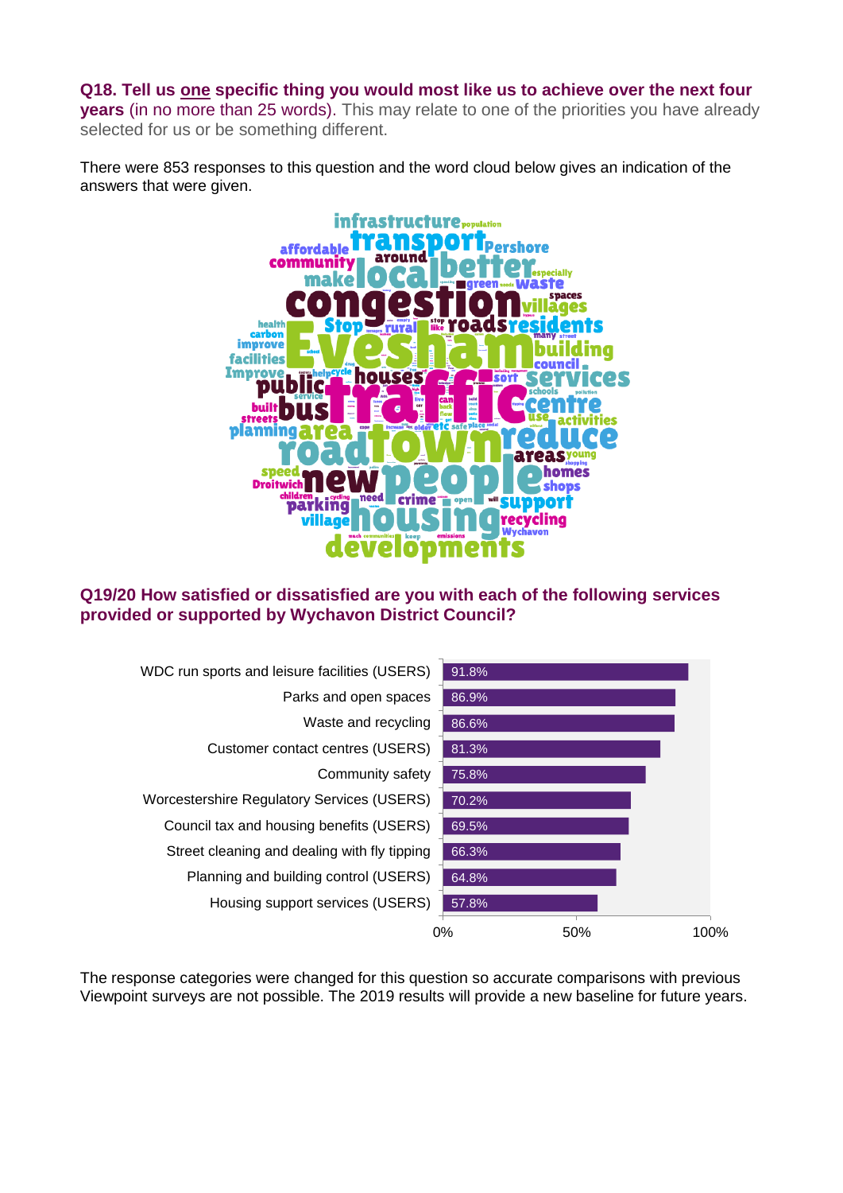**Q18. Tell us one specific thing you would most like us to achieve over the next four years** (in no more than 25 words). This may relate to one of the priorities you have already selected for us or be something different.

There were 853 responses to this question and the word cloud below gives an indication of the answers that were given.

**Q19/20 How satisfied or dissatisfied are you with each of the following services provided or supported by Wychavon District Council?**

| Service | Satisfied |
|---|---|
| WDC run sports and leisure facilities (USERS) | 91.8% |
| Parks and open spaces | 86.9% |
| Waste and recycling | 86.6% |
| Customer contact centres (USERS) | 81.3% |
| Community safety | 75.8% |
| Worcestershire Regulatory Services (USERS) | 70.2% |
| Council tax and housing benefits (USERS) | 69.5% |
| Street cleaning and dealing with fly tipping | 66.3% |
| Planning and building control (USERS) | 64.8% |
| Housing support services (USERS) | 57.8% |

The response categories were changed for this question so accurate comparisons with previous Viewpoint surveys are not possible. The 2019 results will provide a new baseline for future years.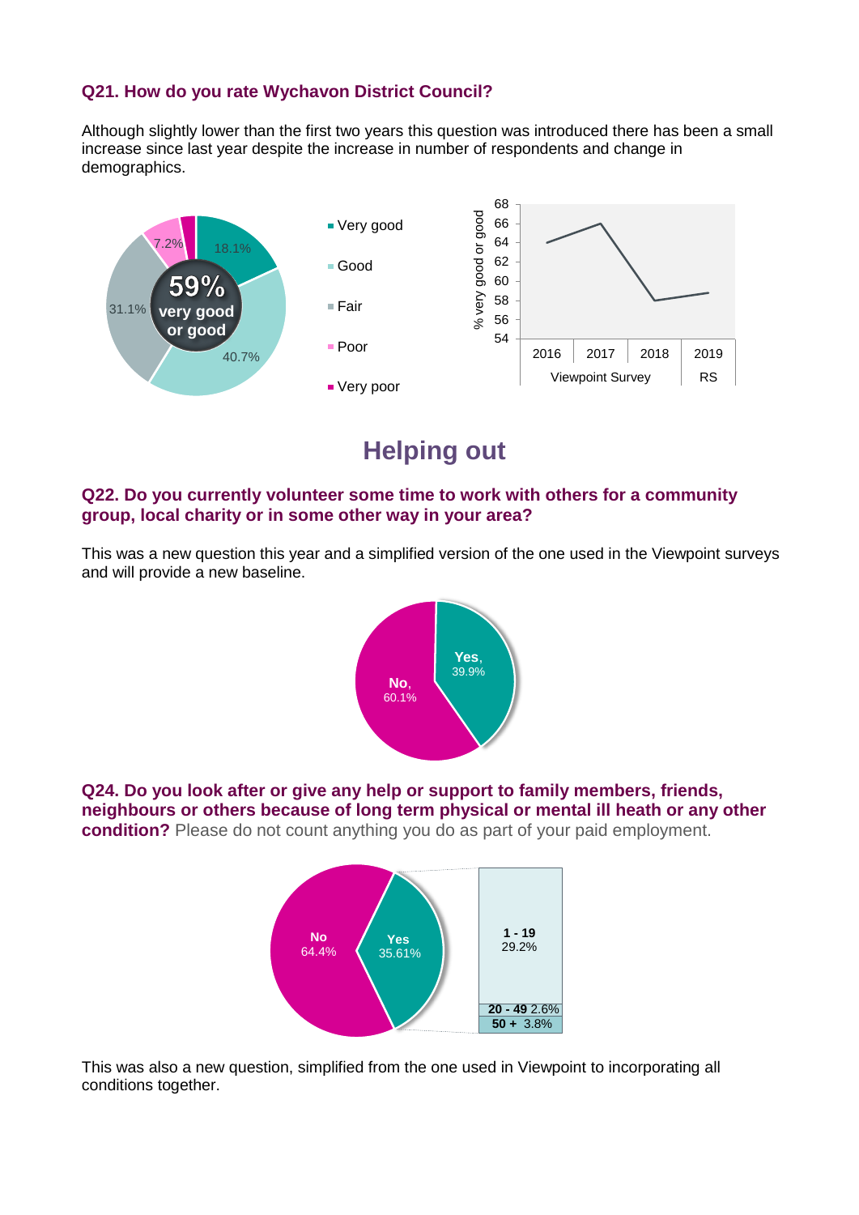### Q21. How do you rate Wychavon District Council?

Although slightly lower than the first two years this question was introduced there has been a small increase since last year despite the increase in number of respondents and change in demographics.

59% very good or good

| Rating | % |
|---|---|
| Very good | 18.1% |
| Good | 40.7% |
| Fair | 31.1% |
| Poor | 7.2% |
| Very poor | |

## Helping out

### Q22. Do you currently volunteer some time to work with others for a community group, local charity or in some other way in your area?

This was a new question this year and a simplified version of the one used in the Viewpoint surveys and will provide a new baseline.

| Response | % |
|---|---|
| Yes | 39.9% |
| No | 60.1% |

### Q24. Do you look after or give any help or support to family members, friends, neighbours or others because of long term physical or mental ill heath or any other condition? Please do not count anything you do as part of your paid employment.

| Response | % |
|---|---|
| No | 64.4% |
| Yes | 35.61% |

| Yes – hours | % |
|---|---|
| 1 - 19 | 29.2% |
| 20 - 49 | 2.6% |
| 50 + | 3.8% |

This was also a new question, simplified from the one used in Viewpoint to incorporating all conditions together.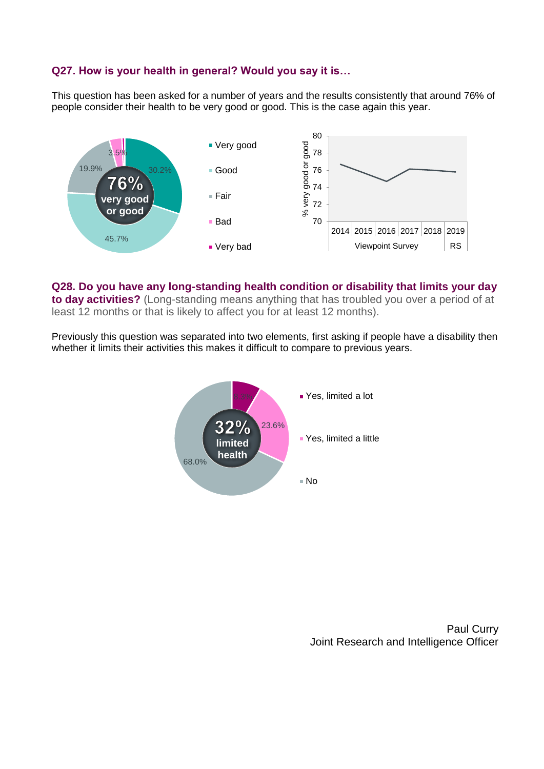### Q27. How is your health in general? Would you say it is…

This question has been asked for a number of years and the results consistently that around 76% of people consider their health to be very good or good. This is the case again this year.

3.5%
19.9%
30.2%
76%
very good
or good
45.7%

Very good
Good
Fair
Bad
Very bad

80
78
76
74
72
70
% very good or good
2014 2015 2016 2017 2018 2019
Viewpoint Survey
RS

### Q28. Do you have any long-standing health condition or disability that limits your day to day activities? (Long-standing means anything that has troubled you over a period of at least 12 months or that is likely to affect you for at least 12 months).

Previously this question was separated into two elements, first asking if people have a disability then whether it limits their activities this makes it difficult to compare to previous years.

8.3%
23.6%
32%
limited
health
68.0%

Yes, limited a lot
Yes, limited a little
No

Paul Curry
Joint Research and Intelligence Officer